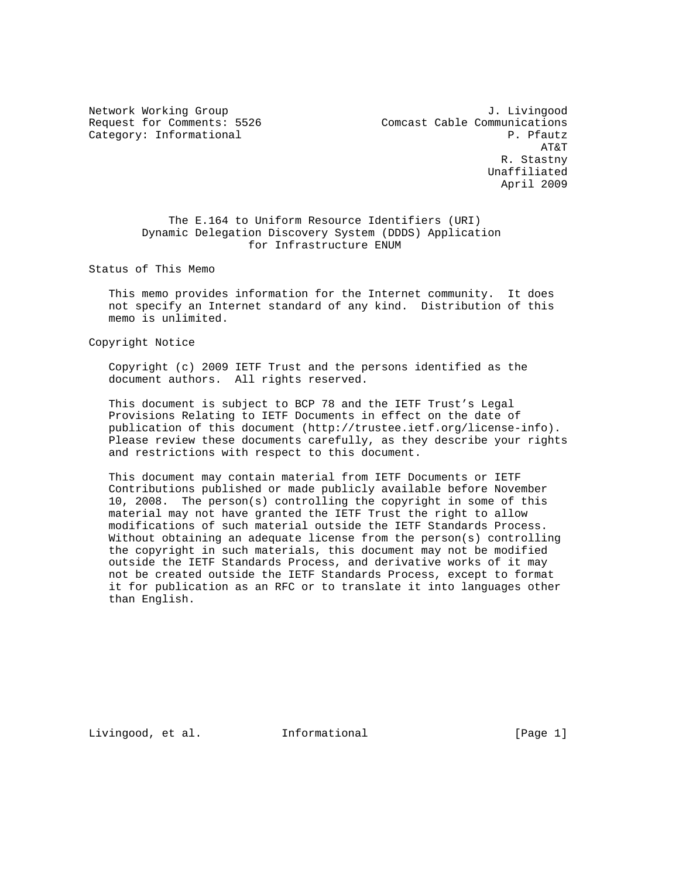Network Working Group J. Livingood
Request for Comments: 5526 Comcast Cable Communications
Category: Informational P. Pfautz
AT&T
R. Stastny
Unaffiliated
April 2009

# The E.164 to Uniform Resource Identifiers (URI) Dynamic Delegation Discovery System (DDDS) Application for Infrastructure ENUM

## Status of This Memo

This memo provides information for the Internet community. It does not specify an Internet standard of any kind. Distribution of this memo is unlimited.

## Copyright Notice

Copyright (c) 2009 IETF Trust and the persons identified as the document authors. All rights reserved.

This document is subject to BCP 78 and the IETF Trust's Legal Provisions Relating to IETF Documents in effect on the date of publication of this document (http://trustee.ietf.org/license-info). Please review these documents carefully, as they describe your rights and restrictions with respect to this document.

This document may contain material from IETF Documents or IETF Contributions published or made publicly available before November 10, 2008. The person(s) controlling the copyright in some of this material may not have granted the IETF Trust the right to allow modifications of such material outside the IETF Standards Process. Without obtaining an adequate license from the person(s) controlling the copyright in such materials, this document may not be modified outside the IETF Standards Process, and derivative works of it may not be created outside the IETF Standards Process, except to format it for publication as an RFC or to translate it into languages other than English.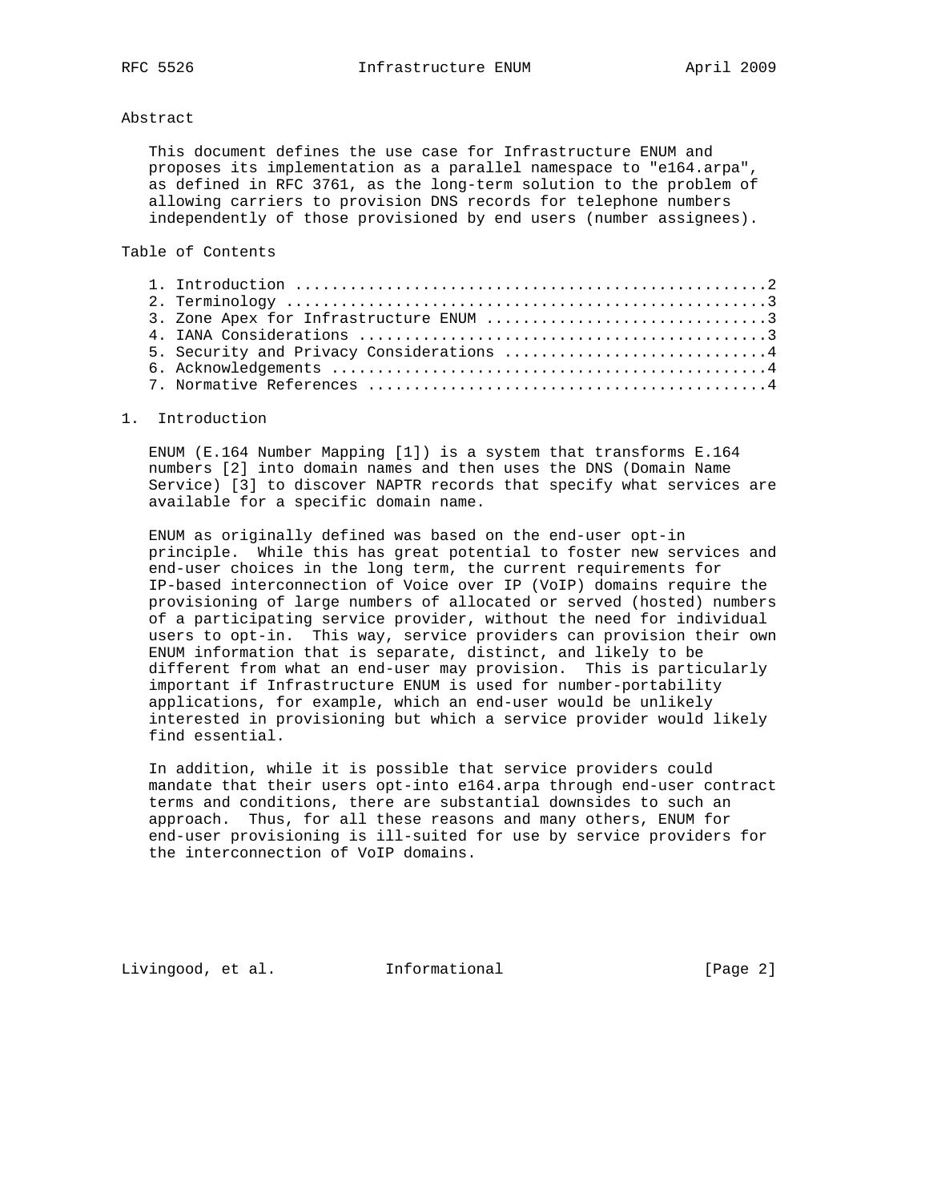## Abstract

This document defines the use case for Infrastructure ENUM and proposes its implementation as a parallel namespace to "e164.arpa", as defined in RFC 3761, as the long-term solution to the problem of allowing carriers to provision DNS records for telephone numbers independently of those provisioned by end users (number assignees).

## Table of Contents

1. Introduction ....................................................2
2. Terminology .....................................................3
3. Zone Apex for Infrastructure ENUM ...............................3
4. IANA Considerations .............................................3
5. Security and Privacy Considerations .............................4
6. Acknowledgements ................................................4
7. Normative References ............................................4

## 1. Introduction

ENUM (E.164 Number Mapping [1]) is a system that transforms E.164 numbers [2] into domain names and then uses the DNS (Domain Name Service) [3] to discover NAPTR records that specify what services are available for a specific domain name.

ENUM as originally defined was based on the end-user opt-in principle. While this has great potential to foster new services and end-user choices in the long term, the current requirements for IP-based interconnection of Voice over IP (VoIP) domains require the provisioning of large numbers of allocated or served (hosted) numbers of a participating service provider, without the need for individual users to opt-in. This way, service providers can provision their own ENUM information that is separate, distinct, and likely to be different from what an end-user may provision. This is particularly important if Infrastructure ENUM is used for number-portability applications, for example, which an end-user would be unlikely interested in provisioning but which a service provider would likely find essential.

In addition, while it is possible that service providers could mandate that their users opt-into e164.arpa through end-user contract terms and conditions, there are substantial downsides to such an approach. Thus, for all these reasons and many others, ENUM for end-user provisioning is ill-suited for use by service providers for the interconnection of VoIP domains.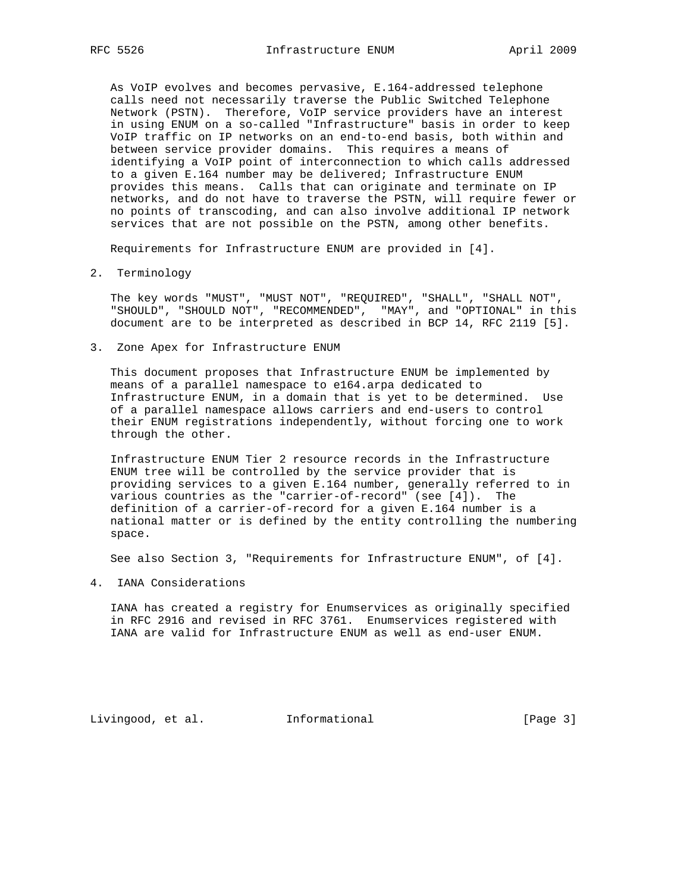As VoIP evolves and becomes pervasive, E.164-addressed telephone calls need not necessarily traverse the Public Switched Telephone Network (PSTN). Therefore, VoIP service providers have an interest in using ENUM on a so-called "Infrastructure" basis in order to keep VoIP traffic on IP networks on an end-to-end basis, both within and between service provider domains. This requires a means of identifying a VoIP point of interconnection to which calls addressed to a given E.164 number may be delivered; Infrastructure ENUM provides this means. Calls that can originate and terminate on IP networks, and do not have to traverse the PSTN, will require fewer or no points of transcoding, and can also involve additional IP network services that are not possible on the PSTN, among other benefits.

Requirements for Infrastructure ENUM are provided in [4].

## 2. Terminology

The key words "MUST", "MUST NOT", "REQUIRED", "SHALL", "SHALL NOT", "SHOULD", "SHOULD NOT", "RECOMMENDED", "MAY", and "OPTIONAL" in this document are to be interpreted as described in BCP 14, RFC 2119 [5].

## 3. Zone Apex for Infrastructure ENUM

This document proposes that Infrastructure ENUM be implemented by means of a parallel namespace to e164.arpa dedicated to Infrastructure ENUM, in a domain that is yet to be determined. Use of a parallel namespace allows carriers and end-users to control their ENUM registrations independently, without forcing one to work through the other.

Infrastructure ENUM Tier 2 resource records in the Infrastructure ENUM tree will be controlled by the service provider that is providing services to a given E.164 number, generally referred to in various countries as the "carrier-of-record" (see [4]). The definition of a carrier-of-record for a given E.164 number is a national matter or is defined by the entity controlling the numbering space.

See also Section 3, "Requirements for Infrastructure ENUM", of [4].

## 4. IANA Considerations

IANA has created a registry for Enumservices as originally specified in RFC 2916 and revised in RFC 3761. Enumservices registered with IANA are valid for Infrastructure ENUM as well as end-user ENUM.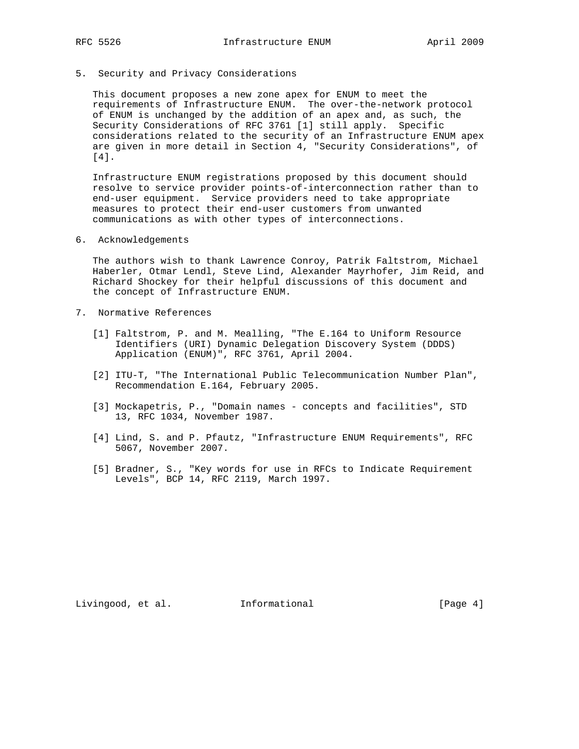## 5. Security and Privacy Considerations

This document proposes a new zone apex for ENUM to meet the requirements of Infrastructure ENUM. The over-the-network protocol of ENUM is unchanged by the addition of an apex and, as such, the Security Considerations of RFC 3761 [1] still apply. Specific considerations related to the security of an Infrastructure ENUM apex are given in more detail in Section 4, "Security Considerations", of [4].

Infrastructure ENUM registrations proposed by this document should resolve to service provider points-of-interconnection rather than to end-user equipment. Service providers need to take appropriate measures to protect their end-user customers from unwanted communications as with other types of interconnections.

## 6. Acknowledgements

The authors wish to thank Lawrence Conroy, Patrik Faltstrom, Michael Haberler, Otmar Lendl, Steve Lind, Alexander Mayrhofer, Jim Reid, and Richard Shockey for their helpful discussions of this document and the concept of Infrastructure ENUM.

## 7. Normative References

[1] Faltstrom, P. and M. Mealling, "The E.164 to Uniform Resource Identifiers (URI) Dynamic Delegation Discovery System (DDDS) Application (ENUM)", RFC 3761, April 2004.

[2] ITU-T, "The International Public Telecommunication Number Plan", Recommendation E.164, February 2005.

[3] Mockapetris, P., "Domain names - concepts and facilities", STD 13, RFC 1034, November 1987.

[4] Lind, S. and P. Pfautz, "Infrastructure ENUM Requirements", RFC 5067, November 2007.

[5] Bradner, S., "Key words for use in RFCs to Indicate Requirement Levels", BCP 14, RFC 2119, March 1997.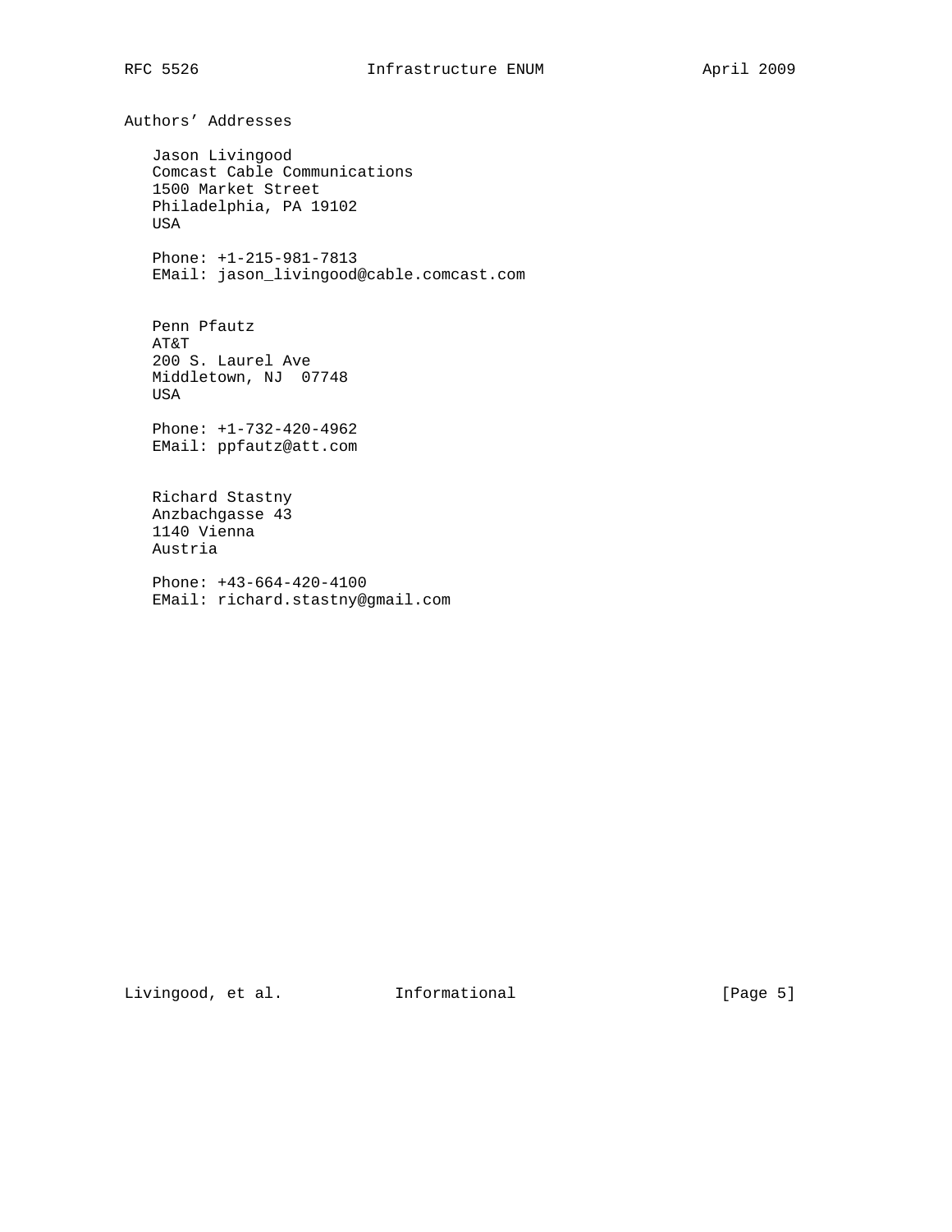## Authors' Addresses

Jason Livingood
Comcast Cable Communications
1500 Market Street
Philadelphia, PA 19102
USA

Phone: +1-215-981-7813
EMail: jason_livingood@cable.comcast.com

Penn Pfautz
AT&T
200 S. Laurel Ave
Middletown, NJ  07748
USA

Phone: +1-732-420-4962
EMail: ppfautz@att.com

Richard Stastny
Anzbachgasse 43
1140 Vienna
Austria

Phone: +43-664-420-4100
EMail: richard.stastny@gmail.com